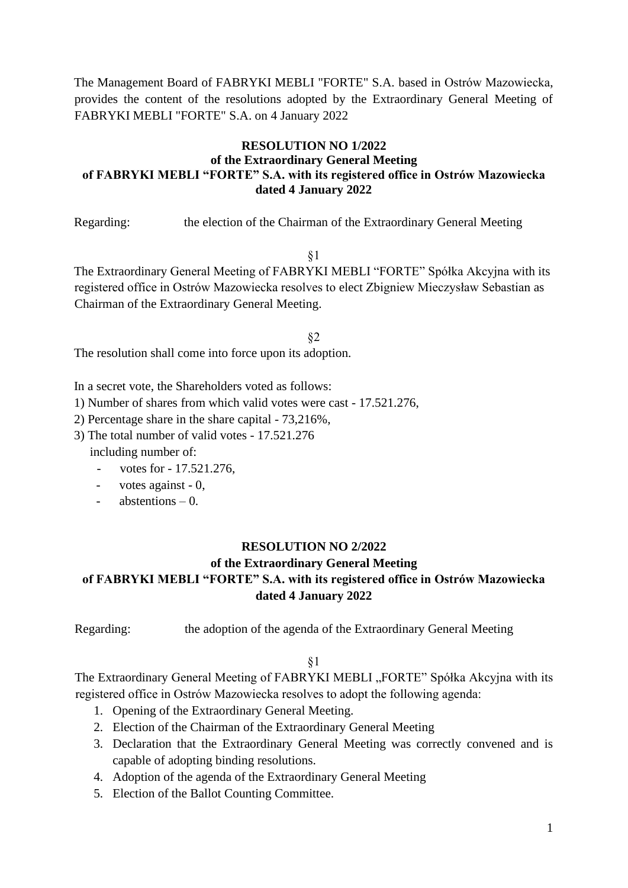The Management Board of FABRYKI MEBLI "FORTE" S.A. based in Ostrów Mazowiecka, provides the content of the resolutions adopted by the Extraordinary General Meeting of FABRYKI MEBLI "FORTE" S.A. on 4 January 2022

**RESOLUTION NO 1/2022**
**of the Extraordinary General Meeting**
**of FABRYKI MEBLI "FORTE" S.A. with its registered office in Ostrów Mazowiecka**
**dated 4 January 2022**

Regarding: the election of the Chairman of the Extraordinary General Meeting

§1

The Extraordinary General Meeting of FABRYKI MEBLI "FORTE" Spółka Akcyjna with its registered office in Ostrów Mazowiecka resolves to elect Zbigniew Mieczysław Sebastian as Chairman of the Extraordinary General Meeting.

§2

The resolution shall come into force upon its adoption.

In a secret vote, the Shareholders voted as follows:

1) Number of shares from which valid votes were cast - 17.521.276,
2) Percentage share in the share capital - 73,216%,
3) The total number of valid votes - 17.521.276

   including number of:
   - votes for - 17.521.276,
   - votes against - 0,
   - abstentions – 0.

**RESOLUTION NO 2/2022**
**of the Extraordinary General Meeting**
**of FABRYKI MEBLI "FORTE" S.A. with its registered office in Ostrów Mazowiecka**
**dated 4 January 2022**

Regarding: the adoption of the agenda of the Extraordinary General Meeting

§1

The Extraordinary General Meeting of FABRYKI MEBLI „FORTE" Spółka Akcyjna with its registered office in Ostrów Mazowiecka resolves to adopt the following agenda:

1. Opening of the Extraordinary General Meeting.
2. Election of the Chairman of the Extraordinary General Meeting
3. Declaration that the Extraordinary General Meeting was correctly convened and is capable of adopting binding resolutions.
4. Adoption of the agenda of the Extraordinary General Meeting
5. Election of the Ballot Counting Committee.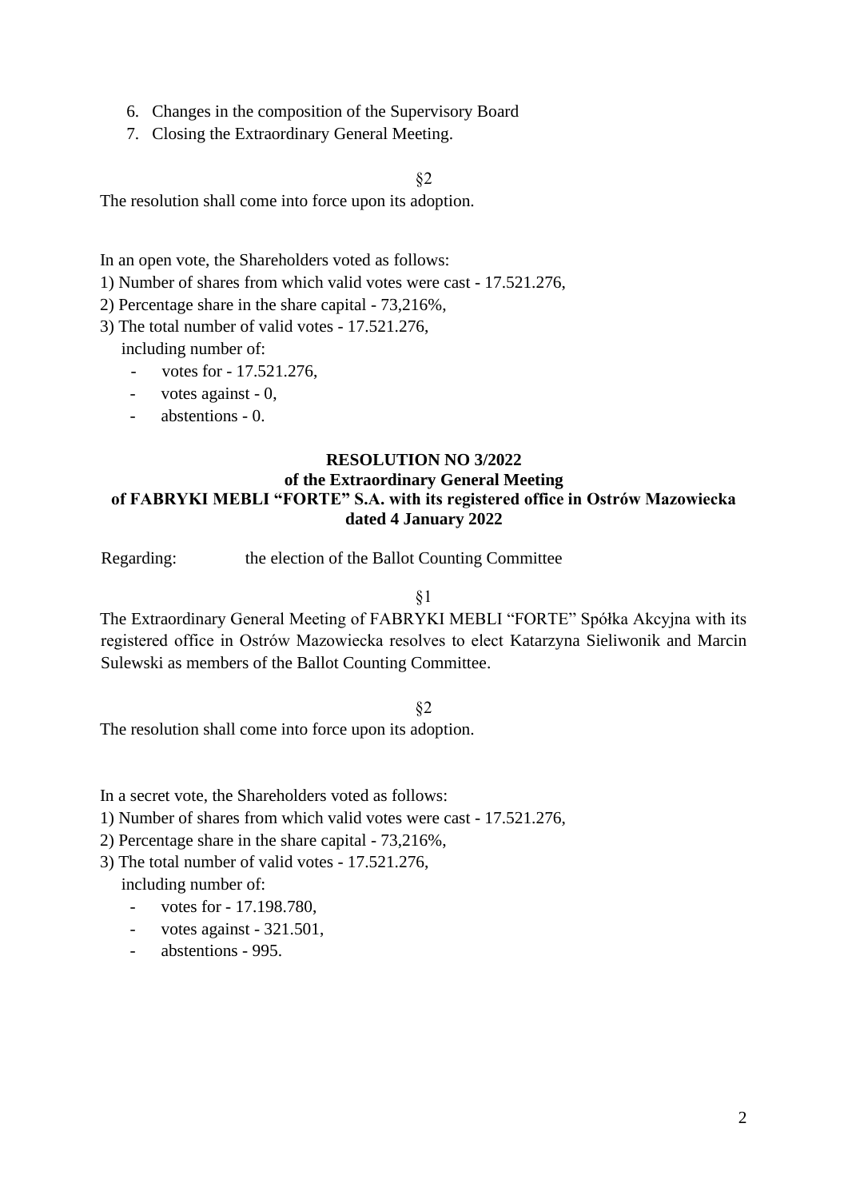6. Changes in the composition of the Supervisory Board
7. Closing the Extraordinary General Meeting.

§2

The resolution shall come into force upon its adoption.

In an open vote, the Shareholders voted as follows:

1) Number of shares from which valid votes were cast - 17.521.276,
2) Percentage share in the share capital - 73,216%,
3) The total number of valid votes - 17.521.276,
   including number of:
   - votes for - 17.521.276,
   - votes against - 0,
   - abstentions - 0.

**RESOLUTION NO 3/2022**
**of the Extraordinary General Meeting**
**of FABRYKI MEBLI "FORTE" S.A. with its registered office in Ostrów Mazowiecka**
**dated 4 January 2022**

Regarding: the election of the Ballot Counting Committee

§1

The Extraordinary General Meeting of FABRYKI MEBLI "FORTE" Spółka Akcyjna with its registered office in Ostrów Mazowiecka resolves to elect Katarzyna Sieliwonik and Marcin Sulewski as members of the Ballot Counting Committee.

§2

The resolution shall come into force upon its adoption.

In a secret vote, the Shareholders voted as follows:

1) Number of shares from which valid votes were cast - 17.521.276,
2) Percentage share in the share capital - 73,216%,
3) The total number of valid votes - 17.521.276,
   including number of:
   - votes for - 17.198.780,
   - votes against - 321.501,
   - abstentions - 995.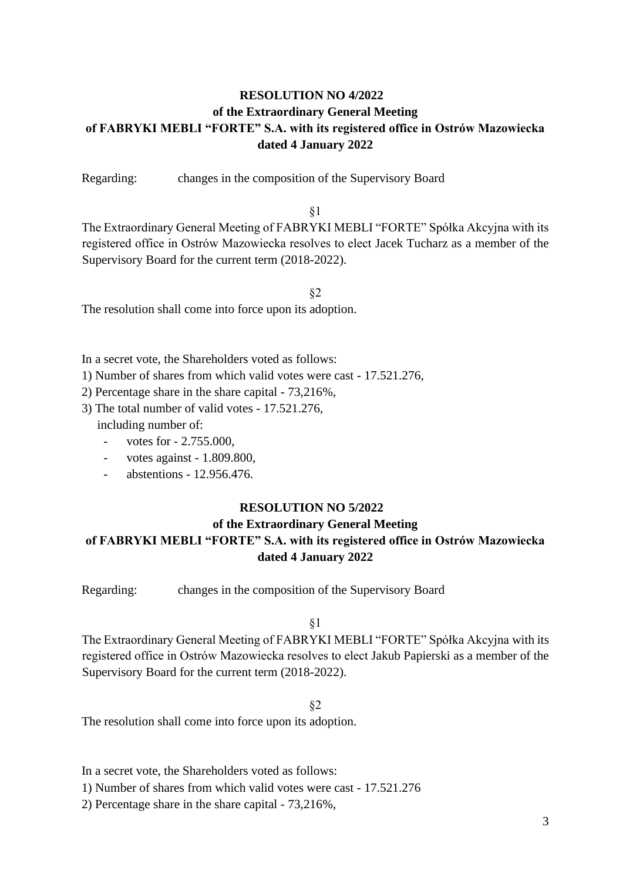**RESOLUTION NO 4/2022**
**of the Extraordinary General Meeting**
**of FABRYKI MEBLI "FORTE" S.A. with its registered office in Ostrów Mazowiecka**
**dated 4 January 2022**

Regarding: changes in the composition of the Supervisory Board

§1

The Extraordinary General Meeting of FABRYKI MEBLI "FORTE" Spółka Akcyjna with its registered office in Ostrów Mazowiecka resolves to elect Jacek Tucharz as a member of the Supervisory Board for the current term (2018-2022).

§2

The resolution shall come into force upon its adoption.

In a secret vote, the Shareholders voted as follows:

1) Number of shares from which valid votes were cast - 17.521.276,
2) Percentage share in the share capital - 73,216%,
3) The total number of valid votes - 17.521.276,
   including number of:
   - votes for - 2.755.000,
   - votes against - 1.809.800,
   - abstentions - 12.956.476.

**RESOLUTION NO 5/2022**
**of the Extraordinary General Meeting**
**of FABRYKI MEBLI "FORTE" S.A. with its registered office in Ostrów Mazowiecka**
**dated 4 January 2022**

Regarding: changes in the composition of the Supervisory Board

§1

The Extraordinary General Meeting of FABRYKI MEBLI "FORTE" Spółka Akcyjna with its registered office in Ostrów Mazowiecka resolves to elect Jakub Papierski as a member of the Supervisory Board for the current term (2018-2022).

§2

The resolution shall come into force upon its adoption.

In a secret vote, the Shareholders voted as follows:

1) Number of shares from which valid votes were cast - 17.521.276
2) Percentage share in the share capital - 73,216%,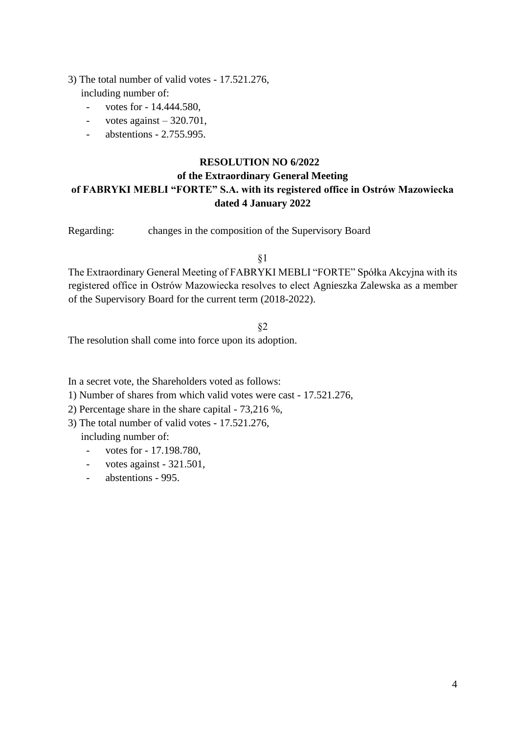3) The total number of valid votes - 17.521.276,
   including number of:
   - votes for - 14.444.580,
   - votes against – 320.701,
   - abstentions - 2.755.995.

**RESOLUTION NO 6/2022**
**of the Extraordinary General Meeting**
**of FABRYKI MEBLI "FORTE" S.A. with its registered office in Ostrów Mazowiecka**
**dated 4 January 2022**

Regarding: changes in the composition of the Supervisory Board

§1

The Extraordinary General Meeting of FABRYKI MEBLI "FORTE" Spółka Akcyjna with its registered office in Ostrów Mazowiecka resolves to elect Agnieszka Zalewska as a member of the Supervisory Board for the current term (2018-2022).

§2

The resolution shall come into force upon its adoption.

In a secret vote, the Shareholders voted as follows:
1) Number of shares from which valid votes were cast - 17.521.276,
2) Percentage share in the share capital - 73,216 %,
3) The total number of valid votes - 17.521.276,
   including number of:
   - votes for - 17.198.780,
   - votes against - 321.501,
   - abstentions - 995.